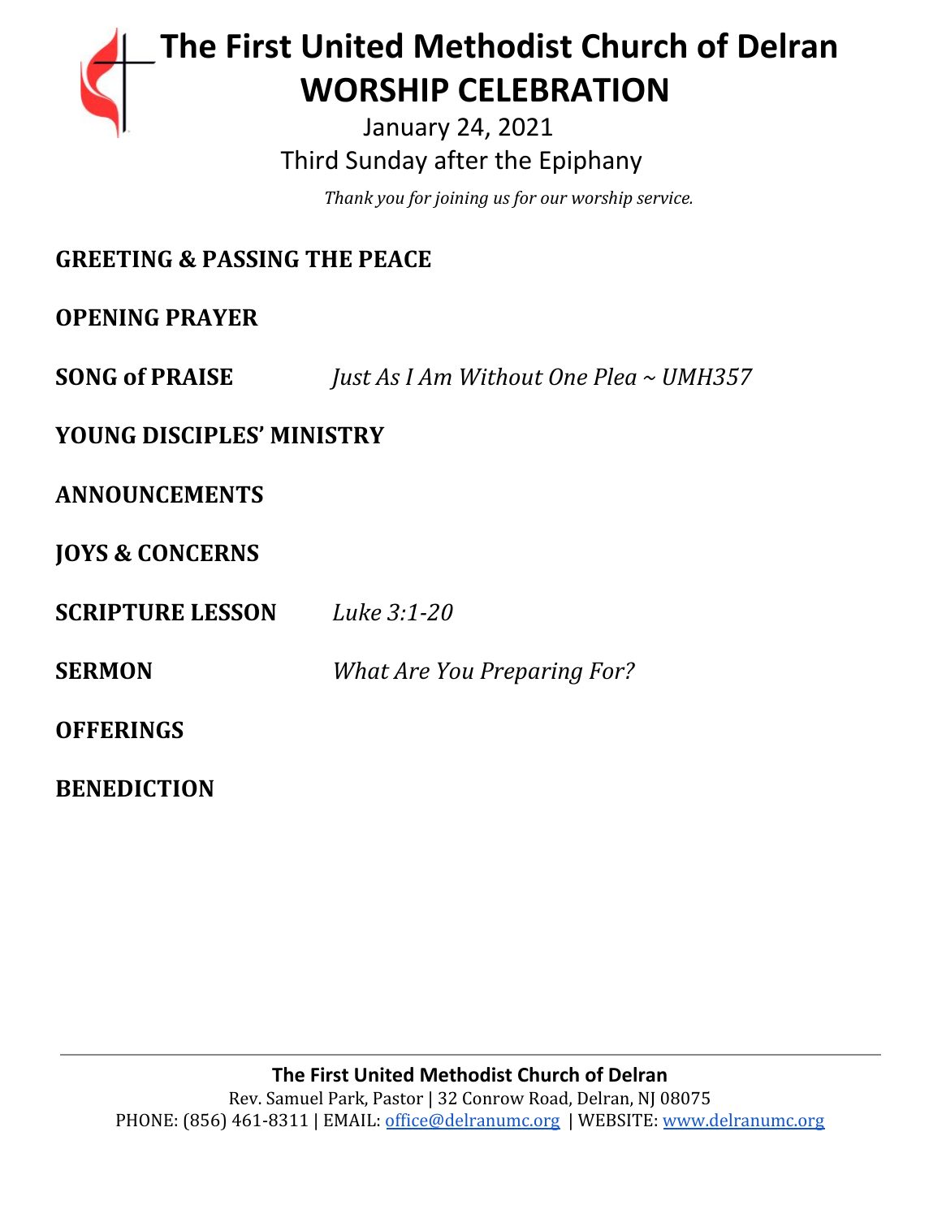# The First United Methodist Church of Delran
# WORSHIP CELEBRATION

January 24, 2021

Third Sunday after the Epiphany

*Thank you for joining us for our worship service.*

**GREETING & PASSING THE PEACE**

**OPENING PRAYER**

**SONG of PRAISE** *Just As I Am Without One Plea ~ UMH357*

**YOUNG DISCIPLES' MINISTRY**

**ANNOUNCEMENTS**

**JOYS & CONCERNS**

**SCRIPTURE LESSON** *Luke 3:1-20*

**SERMON** *What Are You Preparing For?*

**OFFERINGS**

**BENEDICTION**

---

**The First United Methodist Church of Delran**

Rev. Samuel Park, Pastor | 32 Conrow Road, Delran, NJ 08075

PHONE: (856) 461-8311 | EMAIL: office@delranumc.org | WEBSITE: www.delranumc.org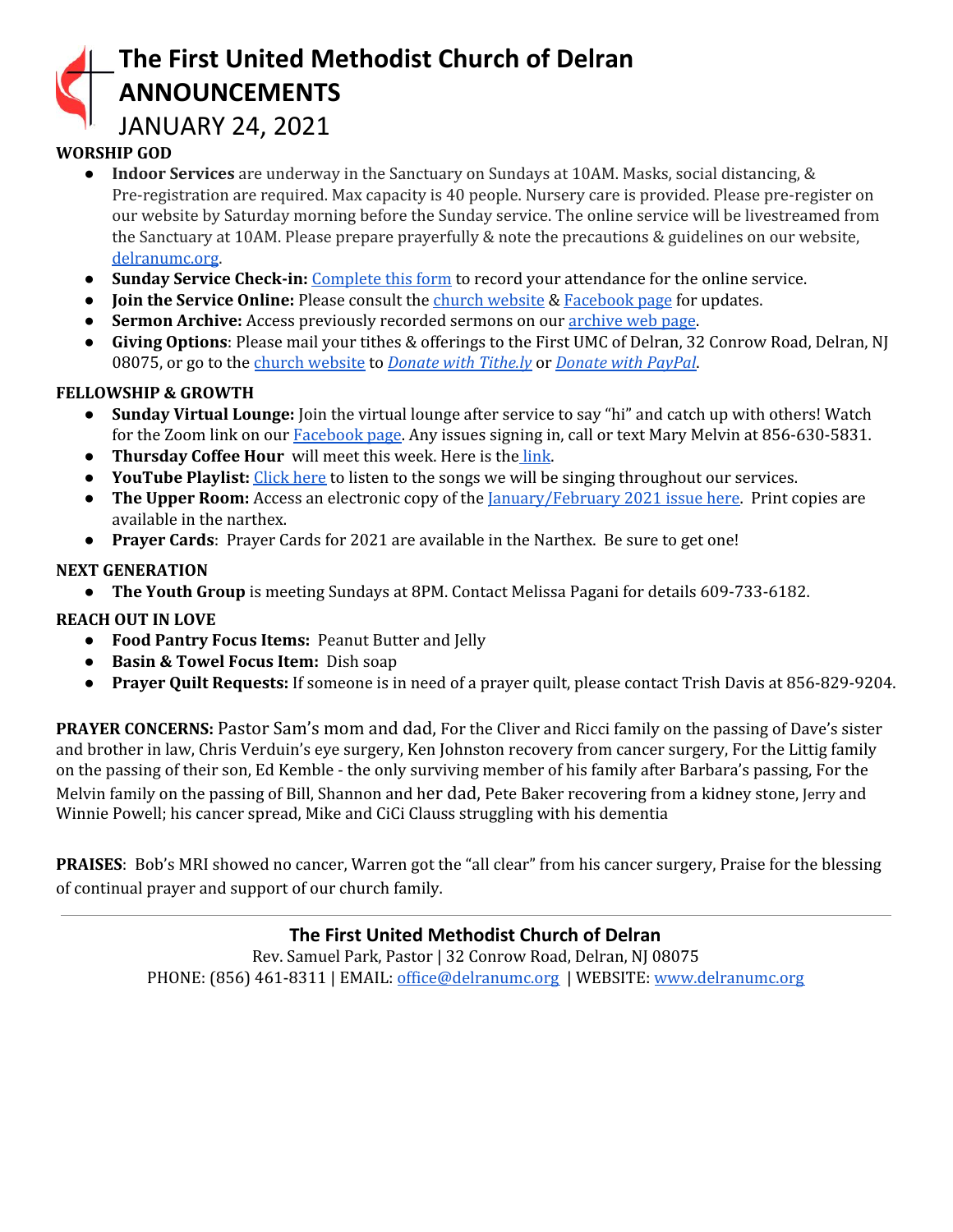# The First United Methodist Church of Delran
# ANNOUNCEMENTS
## JANUARY 24, 2021

**WORSHIP GOD**

- **Indoor Services** are underway in the Sanctuary on Sundays at 10AM. Masks, social distancing, & Pre-registration are required. Max capacity is 40 people. Nursery care is provided. Please pre-register on our website by Saturday morning before the Sunday service. The online service will be livestreamed from the Sanctuary at 10AM. Please prepare prayerfully & note the precautions & guidelines on our website, delranumc.org.
- **Sunday Service Check-in:** Complete this form to record your attendance for the online service.
- **Join the Service Online:** Please consult the church website & Facebook page for updates.
- **Sermon Archive:** Access previously recorded sermons on our archive web page.
- **Giving Options**: Please mail your tithes & offerings to the First UMC of Delran, 32 Conrow Road, Delran, NJ 08075, or go to the church website to *Donate with Tithe.ly* or *Donate with PayPal*.

**FELLOWSHIP & GROWTH**

- **Sunday Virtual Lounge:** Join the virtual lounge after service to say "hi" and catch up with others! Watch for the Zoom link on our Facebook page. Any issues signing in, call or text Mary Melvin at 856-630-5831.
- **Thursday Coffee Hour** will meet this week. Here is the link.
- **YouTube Playlist:** Click here to listen to the songs we will be singing throughout our services.
- **The Upper Room:** Access an electronic copy of the January/February 2021 issue here. Print copies are available in the narthex.
- **Prayer Cards**: Prayer Cards for 2021 are available in the Narthex. Be sure to get one!

**NEXT GENERATION**

- **The Youth Group** is meeting Sundays at 8PM. Contact Melissa Pagani for details 609-733-6182.

**REACH OUT IN LOVE**

- **Food Pantry Focus Items:** Peanut Butter and Jelly
- **Basin & Towel Focus Item:** Dish soap
- **Prayer Quilt Requests:** If someone is in need of a prayer quilt, please contact Trish Davis at 856-829-9204.

**PRAYER CONCERNS:** Pastor Sam's mom and dad, For the Cliver and Ricci family on the passing of Dave's sister and brother in law, Chris Verduin's eye surgery, Ken Johnston recovery from cancer surgery, For the Littig family on the passing of their son, Ed Kemble - the only surviving member of his family after Barbara's passing, For the Melvin family on the passing of Bill, Shannon and her dad, Pete Baker recovering from a kidney stone, Jerry and Winnie Powell; his cancer spread, Mike and CiCi Clauss struggling with his dementia

**PRAISES**: Bob's MRI showed no cancer, Warren got the "all clear" from his cancer surgery, Praise for the blessing of continual prayer and support of our church family.

---

**The First United Methodist Church of Delran**
Rev. Samuel Park, Pastor | 32 Conrow Road, Delran, NJ 08075
PHONE: (856) 461-8311 | EMAIL: office@delranumc.org | WEBSITE: www.delranumc.org